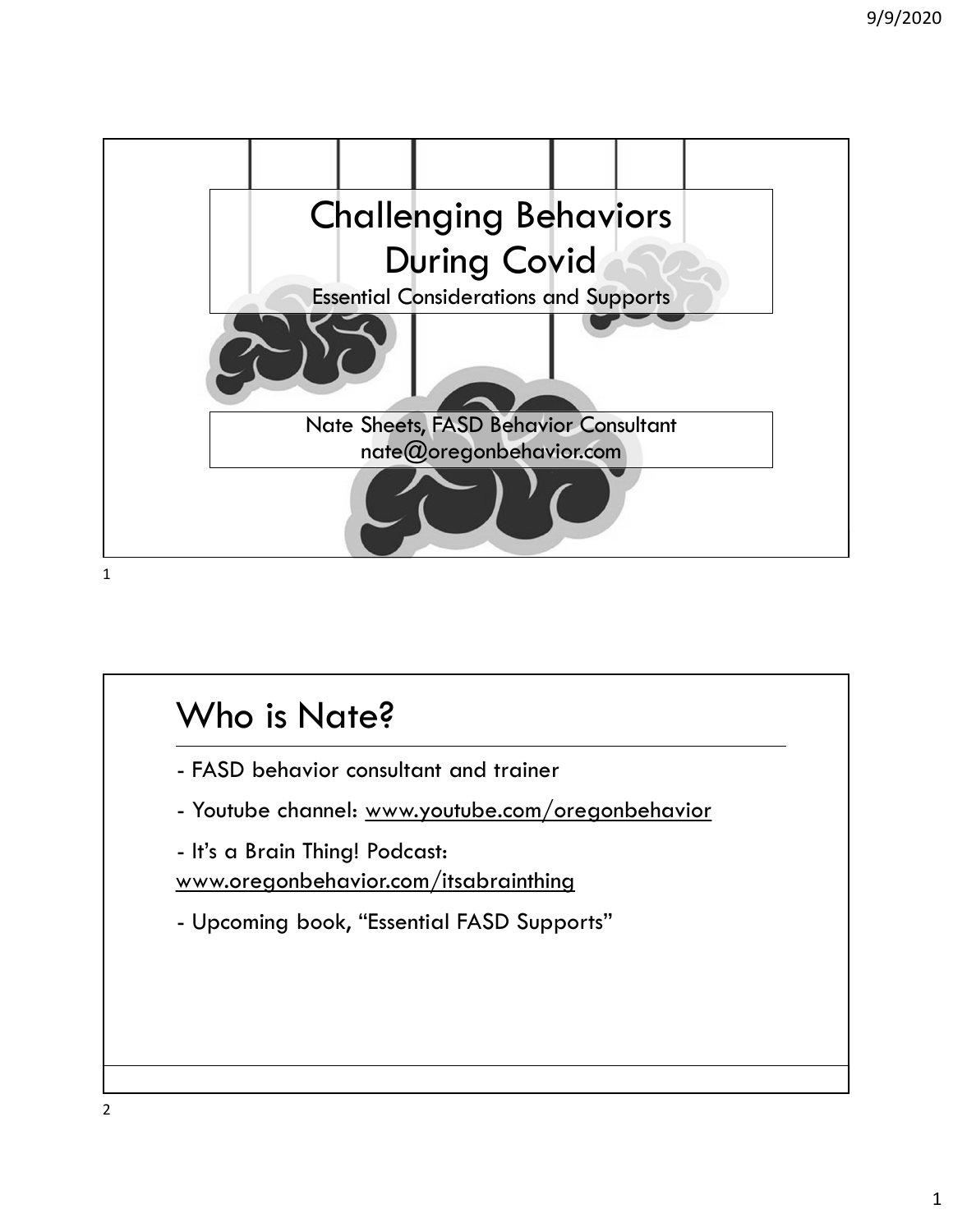# Challenging Behaviors During Covid

Essential Considerations and Supports

Nate Sheets, FASD Behavior Consultant
nate@oregonbehavior.com

## Who is Nate?

- FASD behavior consultant and trainer
- Youtube channel: www.youtube.com/oregonbehavior
- It's a Brain Thing! Podcast: www.oregonbehavior.com/itsabrainthing
- Upcoming book, "Essential FASD Supports"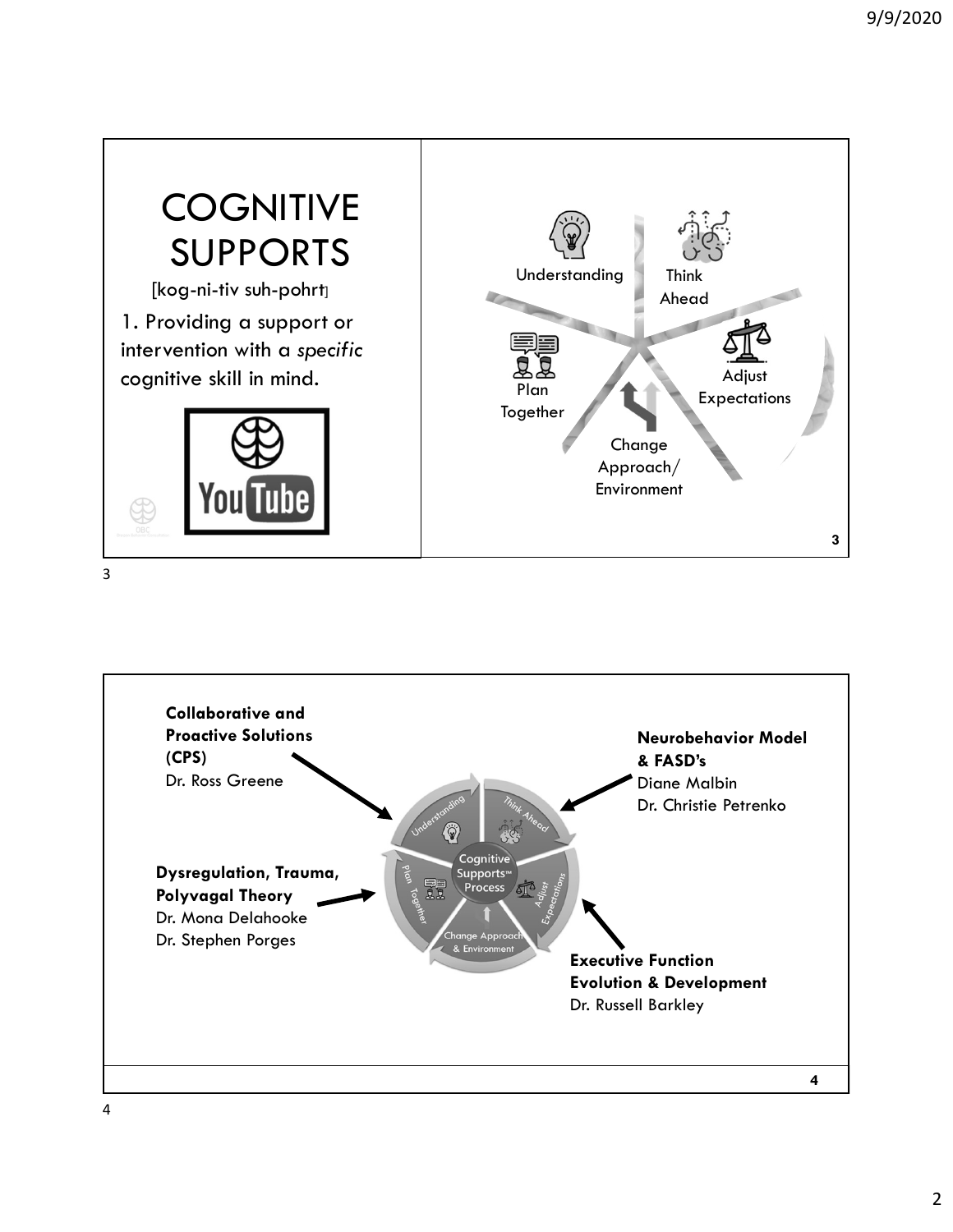# COGNITIVE SUPPORTS

[kog-ni-tiv suh-pohrt]

1. Providing a support or intervention with a *specific* cognitive skill in mind.

Understanding

Think Ahead

Adjust Expectations

Change Approach/ Environment

Plan Together

---

**Collaborative and Proactive Solutions (CPS)**
Dr. Ross Greene

**Neurobehavior Model & FASD's**
Diane Malbin
Dr. Christie Petrenko

**Dysregulation, Trauma, Polyvagal Theory**
Dr. Mona Delahooke
Dr. Stephen Porges

**Executive Function Evolution & Development**
Dr. Russell Barkley

Cognitive Supports™ Process: Understanding, Think Ahead, Adjust Expectations, Change Approach & Environment, Plan Together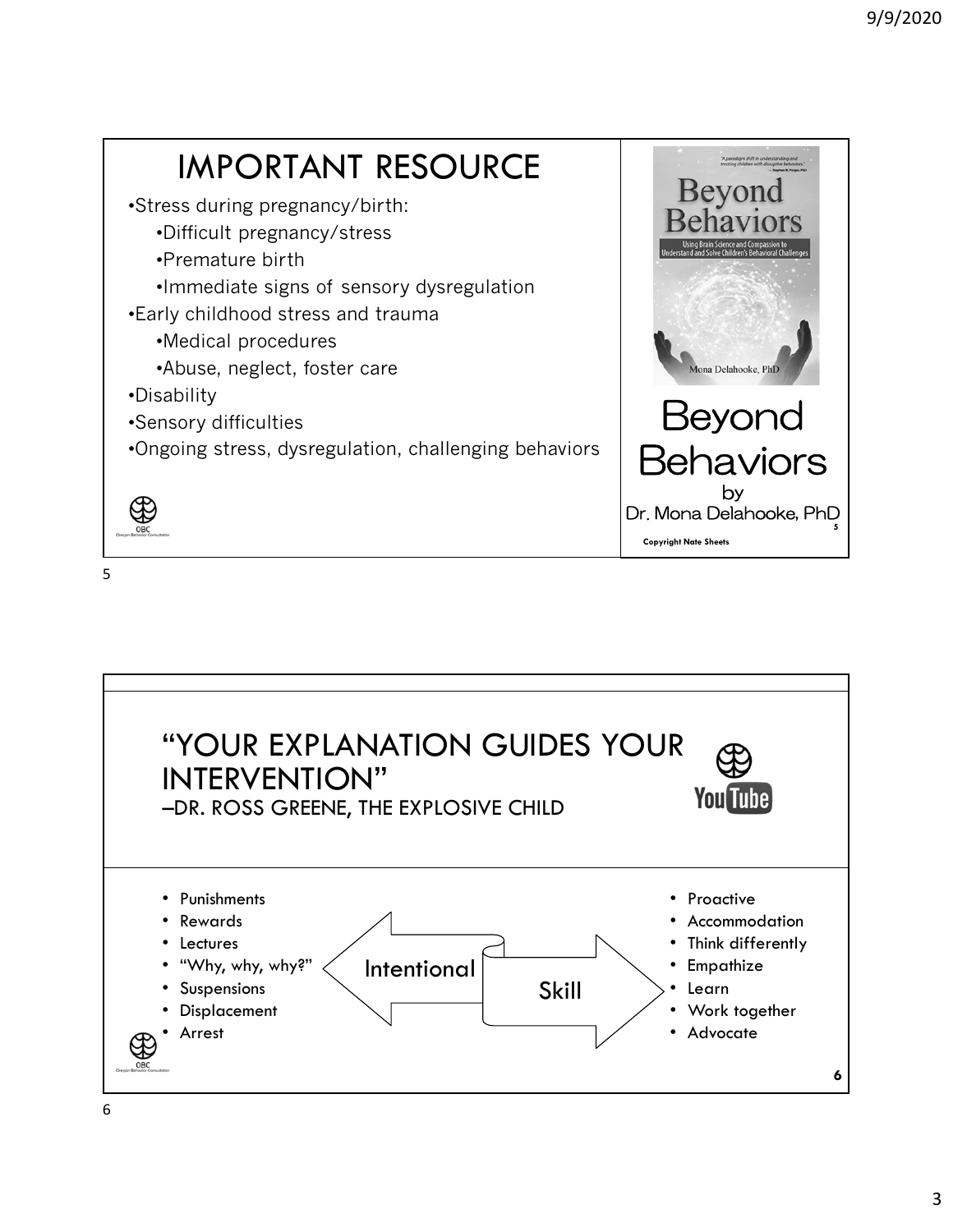# IMPORTANT RESOURCE

- Stress during pregnancy/birth:
  - Difficult pregnancy/stress
  - Premature birth
  - Immediate signs of sensory dysregulation
- Early childhood stress and trauma
  - Medical procedures
  - Abuse, neglect, foster care
- Disability
- Sensory difficulties
- Ongoing stress, dysregulation, challenging behaviors

Beyond Behaviors by Dr. Mona Delahooke, PhD

Copyright Nate Sheets

# "YOUR EXPLANATION GUIDES YOUR INTERVENTION"

–DR. ROSS GREENE, THE EXPLOSIVE CHILD

- Punishments
- Rewards
- Lectures
- "Why, why, why?"
- Suspensions
- Displacement
- Arrest

Intentional — Skill

- Proactive
- Accommodation
- Think differently
- Empathize
- Learn
- Work together
- Advocate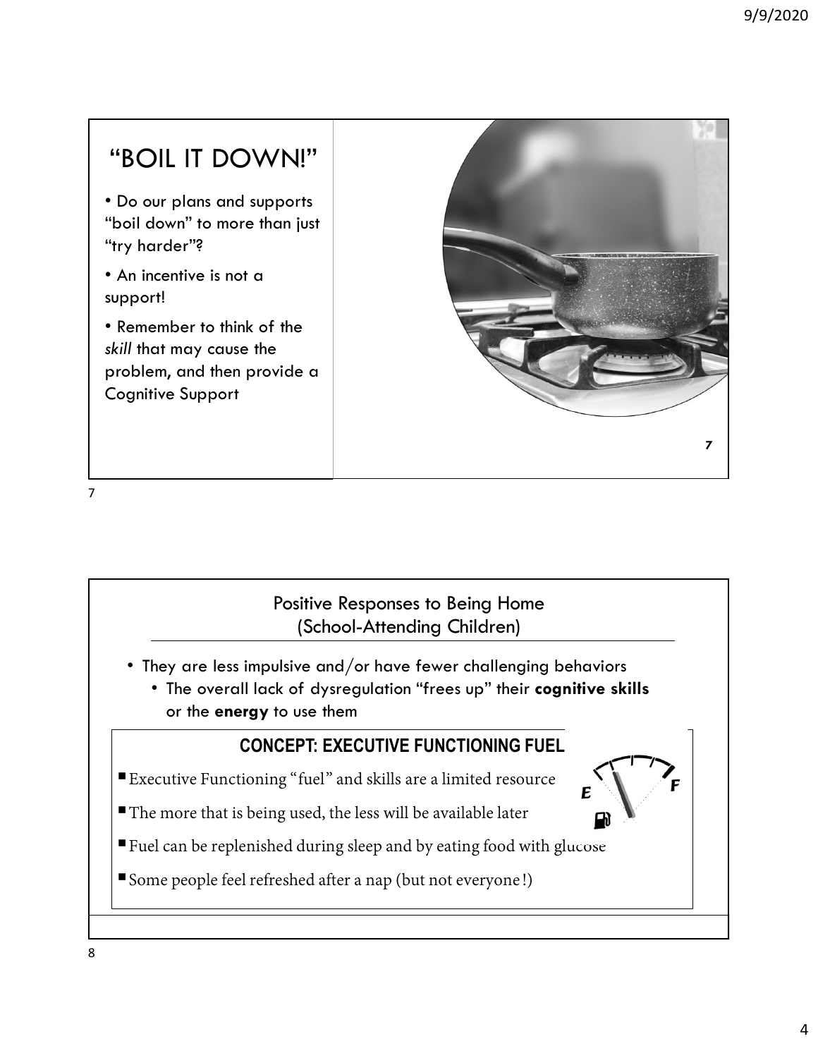## "BOIL IT DOWN!"

- Do our plans and supports "boil down" to more than just "try harder"?
- An incentive is not a support!
- Remember to think of the *skill* that may cause the problem, and then provide a Cognitive Support

## Positive Responses to Being Home (School-Attending Children)

- They are less impulsive and/or have fewer challenging behaviors
  - The overall lack of dysregulation "frees up" their **cognitive skills** or the **energy** to use them

### CONCEPT: EXECUTIVE FUNCTIONING FUEL

- Executive Functioning "fuel" and skills are a limited resource
- The more that is being used, the less will be available later
- Fuel can be replenished during sleep and by eating food with glucose
- Some people feel refreshed after a nap (but not everyone!)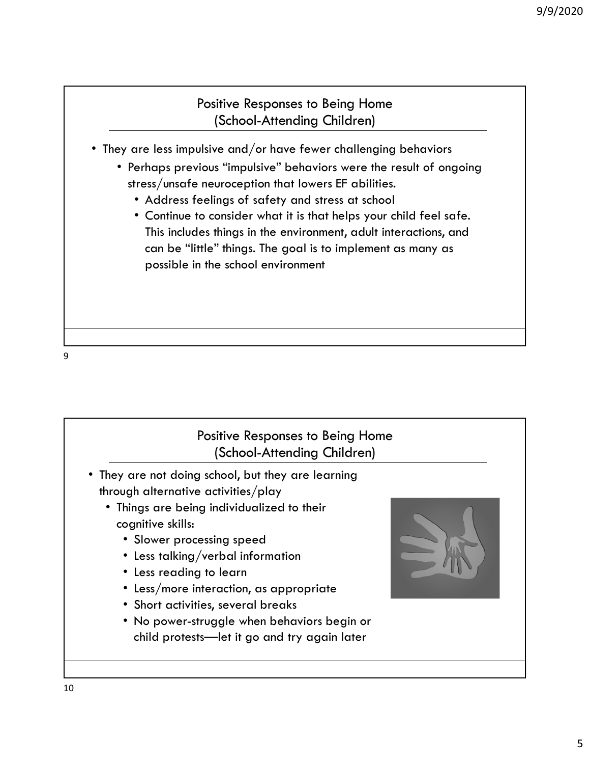## Positive Responses to Being Home (School-Attending Children)

- They are less impulsive and/or have fewer challenging behaviors
  - Perhaps previous "impulsive" behaviors were the result of ongoing stress/unsafe neuroception that lowers EF abilities.
    - Address feelings of safety and stress at school
    - Continue to consider what it is that helps your child feel safe. This includes things in the environment, adult interactions, and can be "little" things. The goal is to implement as many as possible in the school environment

## Positive Responses to Being Home (School-Attending Children)

- They are not doing school, but they are learning through alternative activities/play
  - Things are being individualized to their cognitive skills:
    - Slower processing speed
    - Less talking/verbal information
    - Less reading to learn
    - Less/more interaction, as appropriate
    - Short activities, several breaks
    - No power-struggle when behaviors begin or child protests—let it go and try again later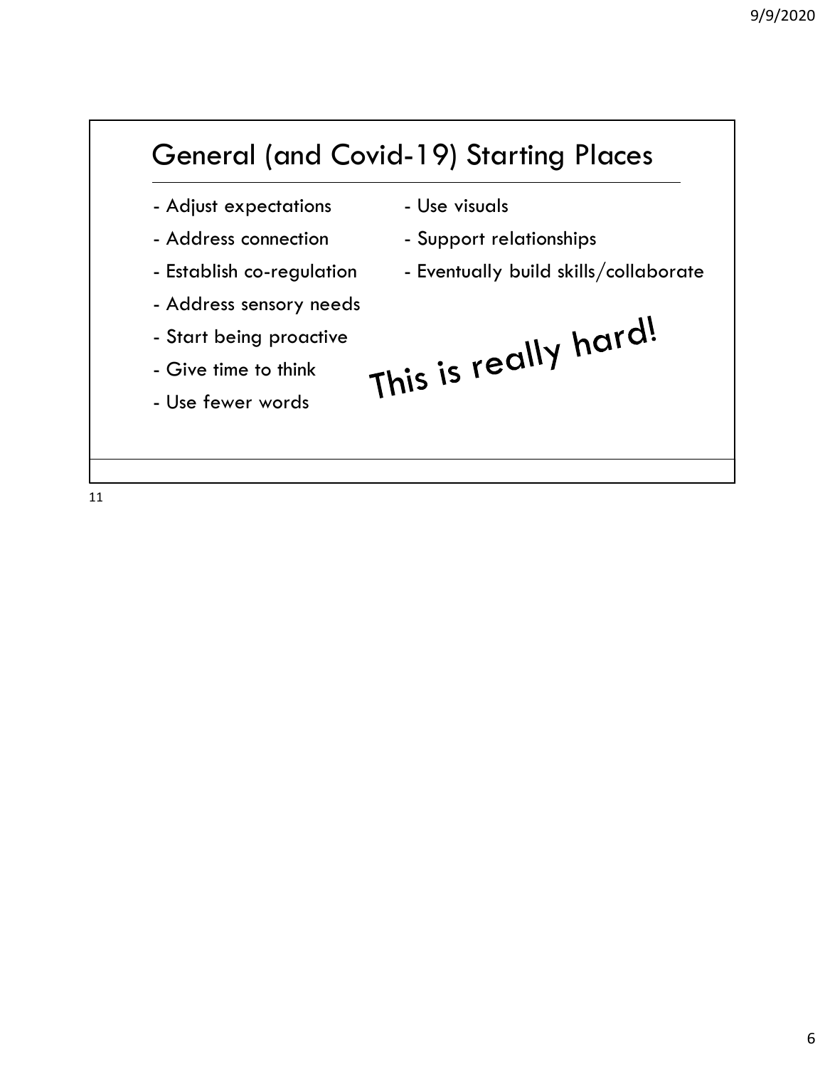## General (and Covid-19) Starting Places

- Adjust expectations
- Address connection
- Establish co-regulation
- Address sensory needs
- Start being proactive
- Give time to think
- Use fewer words
- Use visuals
- Support relationships
- Eventually build skills/collaborate

This is really hard!